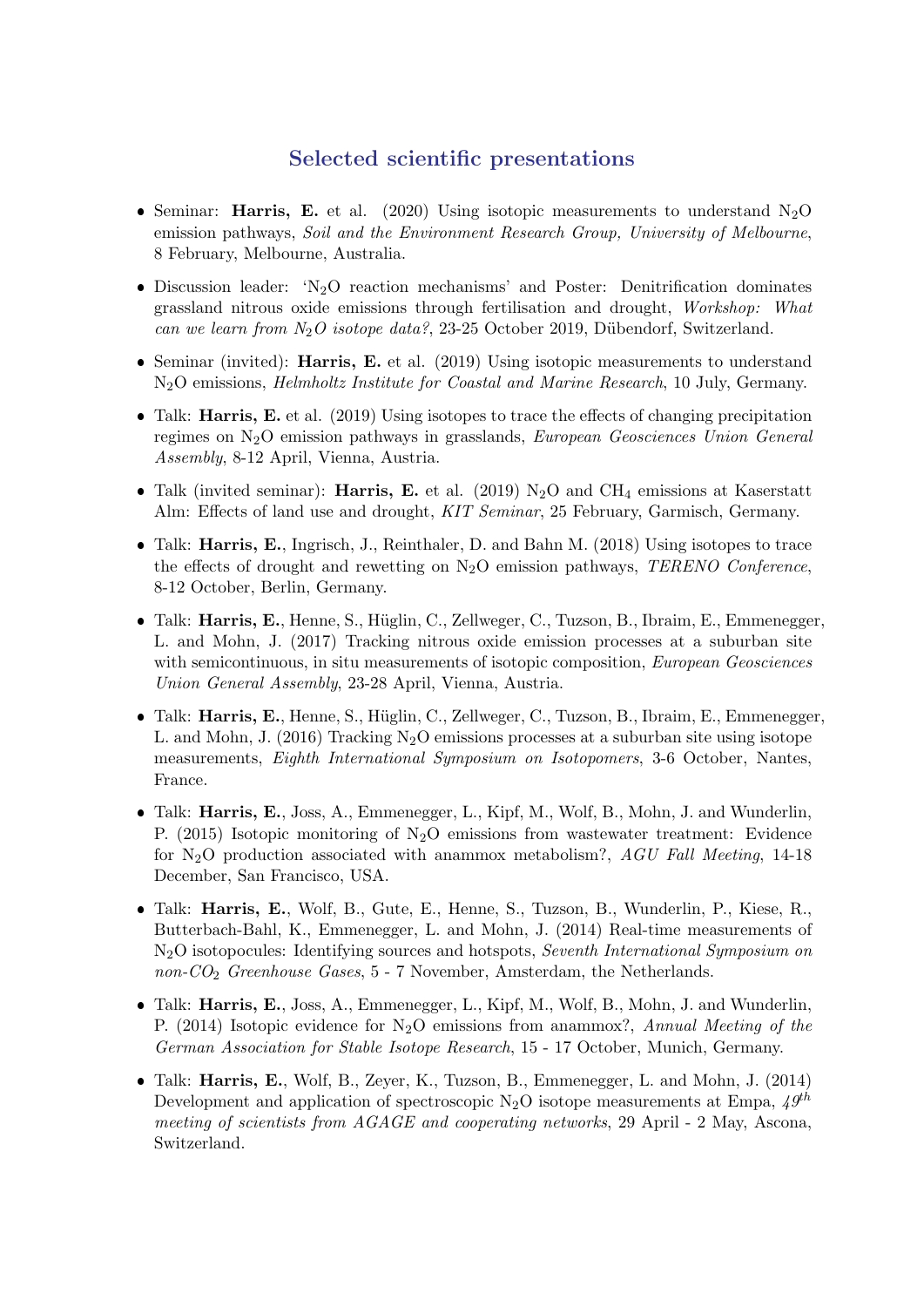## Selected scientific presentations

- Seminar: **Harris, E.** et al. (2020) Using isotopic measurements to understand $N_2O$ emission pathways, *Soil and the Environment Research Group, University of Melbourne*, 8 February, Melbourne, Australia.

- Discussion leader: '$N_2O$ reaction mechanisms' and Poster: Denitrification dominates grassland nitrous oxide emissions through fertilisation and drought, *Workshop: What can we learn from $N_2O$ isotope data?*, 23-25 October 2019, Dübendorf, Switzerland.

- Seminar (invited): **Harris, E.** et al. (2019) Using isotopic measurements to understand $N_2O$ emissions, *Helmholtz Institute for Coastal and Marine Research*, 10 July, Germany.

- Talk: **Harris, E.** et al. (2019) Using isotopes to trace the effects of changing precipitation regimes on $N_2O$ emission pathways in grasslands, *European Geosciences Union General Assembly*, 8-12 April, Vienna, Austria.

- Talk (invited seminar): **Harris, E.** et al. (2019) $N_2O$ and $CH_4$ emissions at Kaserstatt Alm: Effects of land use and drought, *KIT Seminar*, 25 February, Garmisch, Germany.

- Talk: **Harris, E.**, Ingrisch, J., Reinthaler, D. and Bahn M. (2018) Using isotopes to trace the effects of drought and rewetting on $N_2O$ emission pathways, *TERENO Conference*, 8-12 October, Berlin, Germany.

- Talk: **Harris, E.**, Henne, S., Hüglin, C., Zellweger, C., Tuzson, B., Ibraim, E., Emmenegger, L. and Mohn, J. (2017) Tracking nitrous oxide emission processes at a suburban site with semicontinuous, in situ measurements of isotopic composition, *European Geosciences Union General Assembly*, 23-28 April, Vienna, Austria.

- Talk: **Harris, E.**, Henne, S., Hüglin, C., Zellweger, C., Tuzson, B., Ibraim, E., Emmenegger, L. and Mohn, J. (2016) Tracking $N_2O$ emissions processes at a suburban site using isotope measurements, *Eighth International Symposium on Isotopomers*, 3-6 October, Nantes, France.

- Talk: **Harris, E.**, Joss, A., Emmenegger, L., Kipf, M., Wolf, B., Mohn, J. and Wunderlin, P. (2015) Isotopic monitoring of $N_2O$ emissions from wastewater treatment: Evidence for $N_2O$ production associated with anammox metabolism?, *AGU Fall Meeting*, 14-18 December, San Francisco, USA.

- Talk: **Harris, E.**, Wolf, B., Gute, E., Henne, S., Tuzson, B., Wunderlin, P., Kiese, R., Butterbach-Bahl, K., Emmenegger, L. and Mohn, J. (2014) Real-time measurements of $N_2O$ isotopocules: Identifying sources and hotspots, *Seventh International Symposium on non-$CO_2$ Greenhouse Gases*, 5 - 7 November, Amsterdam, the Netherlands.

- Talk: **Harris, E.**, Joss, A., Emmenegger, L., Kipf, M., Wolf, B., Mohn, J. and Wunderlin, P. (2014) Isotopic evidence for $N_2O$ emissions from anammox?, *Annual Meeting of the German Association for Stable Isotope Research*, 15 - 17 October, Munich, Germany.

- Talk: **Harris, E.**, Wolf, B., Zeyer, K., Tuzson, B., Emmenegger, L. and Mohn, J. (2014) Development and application of spectroscopic $N_2O$ isotope measurements at Empa, *$49^{th}$ meeting of scientists from AGAGE and cooperating networks*, 29 April - 2 May, Ascona, Switzerland.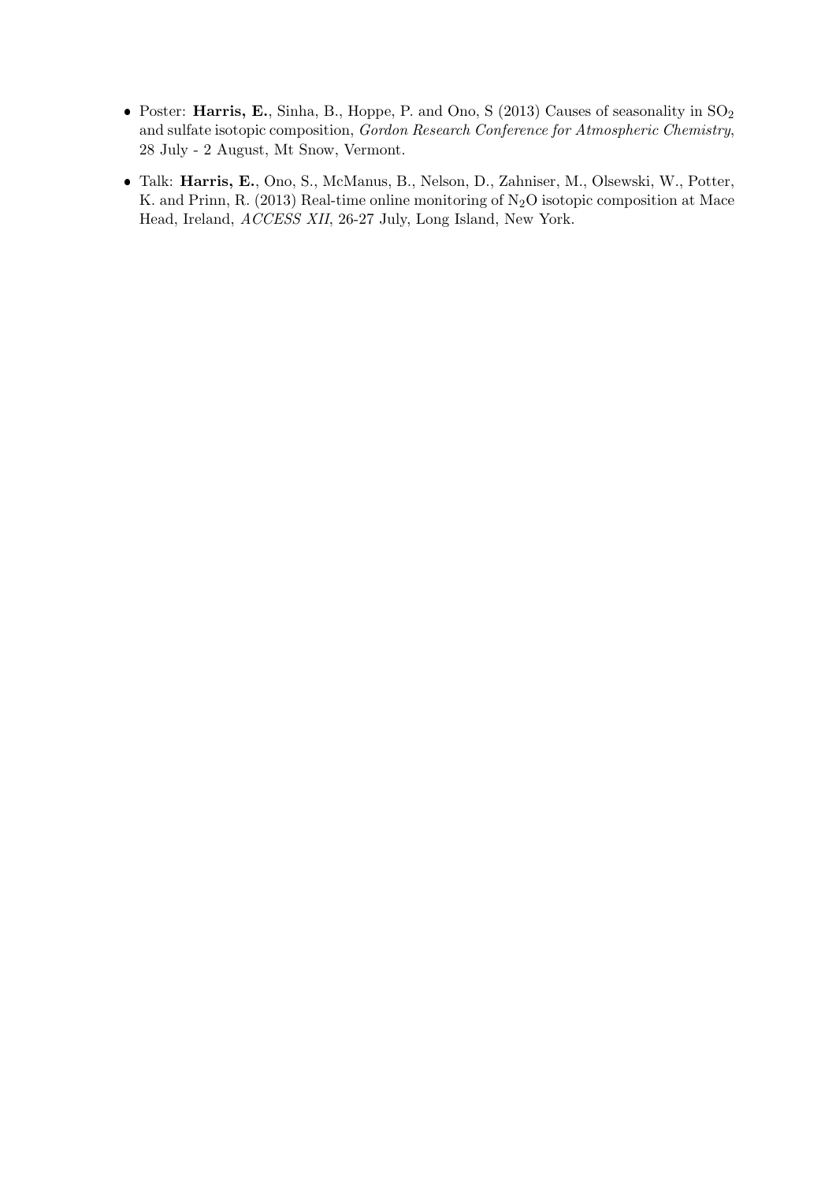- Poster: **Harris, E.**, Sinha, B., Hoppe, P. and Ono, S (2013) Causes of seasonality in $SO_2$ and sulfate isotopic composition, *Gordon Research Conference for Atmospheric Chemistry*, 28 July - 2 August, Mt Snow, Vermont.

- Talk: **Harris, E.**, Ono, S., McManus, B., Nelson, D., Zahniser, M., Olsewski, W., Potter, K. and Prinn, R. (2013) Real-time online monitoring of $N_2O$ isotopic composition at Mace Head, Ireland, *ACCESS XII*, 26-27 July, Long Island, New York.